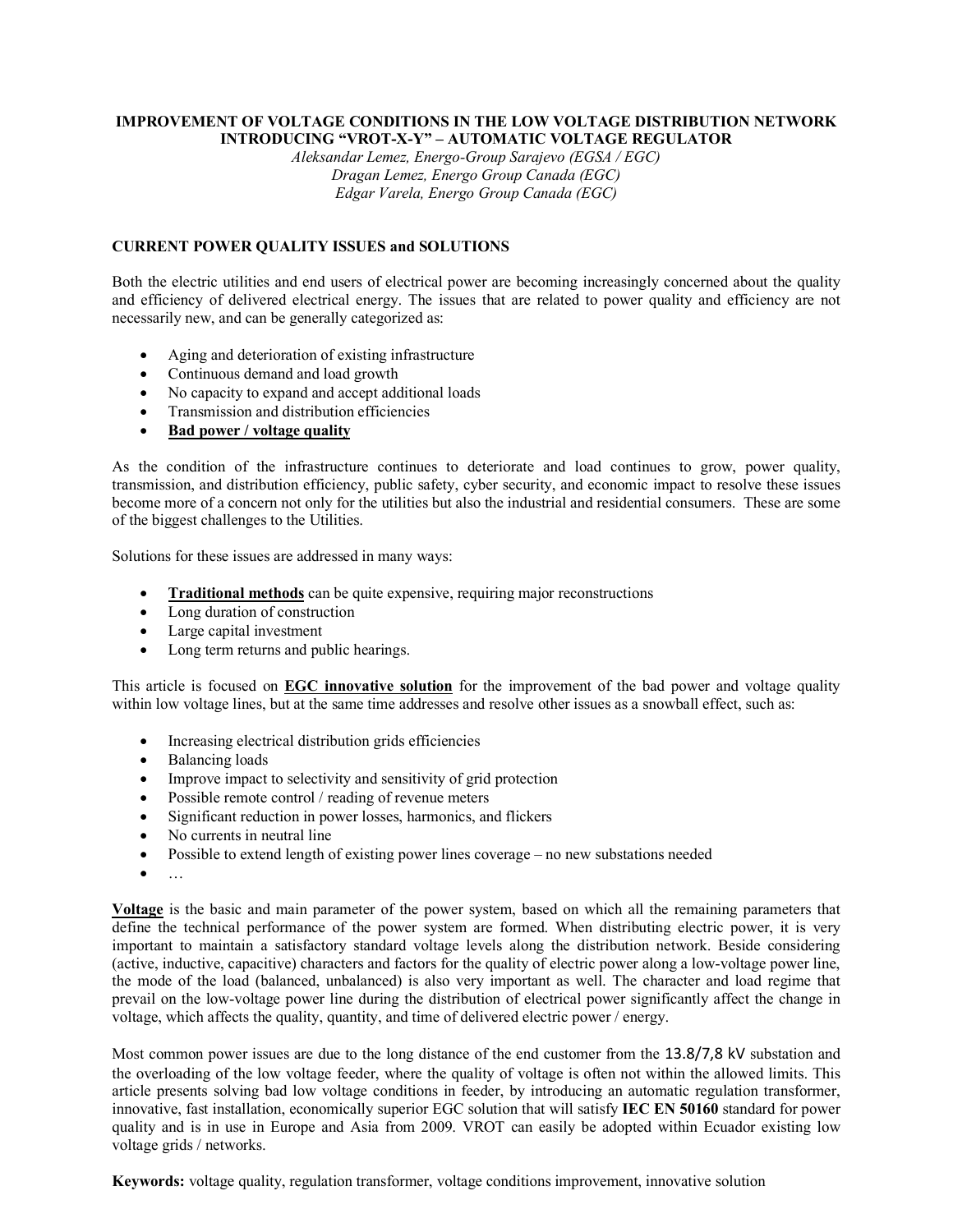# IMPROVEMENT OF VOLTAGE CONDITIONS IN THE LOW VOLTAGE DISTRIBUTION NETWORK INTRODUCING "VROT-X-Y" – AUTOMATIC VOLTAGE REGULATOR

*Aleksandar Lemez, Energo-Group Sarajevo (EGSA / EGC)*
*Dragan Lemez, Energo Group Canada (EGC)*
*Edgar Varela, Energo Group Canada (EGC)*

## CURRENT POWER QUALITY ISSUES and SOLUTIONS

Both the electric utilities and end users of electrical power are becoming increasingly concerned about the quality and efficiency of delivered electrical energy. The issues that are related to power quality and efficiency are not necessarily new, and can be generally categorized as:

- Aging and deterioration of existing infrastructure
- Continuous demand and load growth
- No capacity to expand and accept additional loads
- Transmission and distribution efficiencies
- **Bad power / voltage quality**

As the condition of the infrastructure continues to deteriorate and load continues to grow, power quality, transmission, and distribution efficiency, public safety, cyber security, and economic impact to resolve these issues become more of a concern not only for the utilities but also the industrial and residential consumers. These are some of the biggest challenges to the Utilities.

Solutions for these issues are addressed in many ways:

- **Traditional methods** can be quite expensive, requiring major reconstructions
- Long duration of construction
- Large capital investment
- Long term returns and public hearings.

This article is focused on **EGC innovative solution** for the improvement of the bad power and voltage quality within low voltage lines, but at the same time addresses and resolve other issues as a snowball effect, such as:

- Increasing electrical distribution grids efficiencies
- Balancing loads
- Improve impact to selectivity and sensitivity of grid protection
- Possible remote control / reading of revenue meters
- Significant reduction in power losses, harmonics, and flickers
- No currents in neutral line
- Possible to extend length of existing power lines coverage – no new substations needed
- …

**Voltage** is the basic and main parameter of the power system, based on which all the remaining parameters that define the technical performance of the power system are formed. When distributing electric power, it is very important to maintain a satisfactory standard voltage levels along the distribution network. Beside considering (active, inductive, capacitive) characters and factors for the quality of electric power along a low-voltage power line, the mode of the load (balanced, unbalanced) is also very important as well. The character and load regime that prevail on the low-voltage power line during the distribution of electrical power significantly affect the change in voltage, which affects the quality, quantity, and time of delivered electric power / energy.

Most common power issues are due to the long distance of the end customer from the 13.8/7,8 kV substation and the overloading of the low voltage feeder, where the quality of voltage is often not within the allowed limits. This article presents solving bad low voltage conditions in feeder, by introducing an automatic regulation transformer, innovative, fast installation, economically superior EGC solution that will satisfy **IEC EN 50160** standard for power quality and is in use in Europe and Asia from 2009. VROT can easily be adopted within Ecuador existing low voltage grids / networks.

**Keywords:** voltage quality, regulation transformer, voltage conditions improvement, innovative solution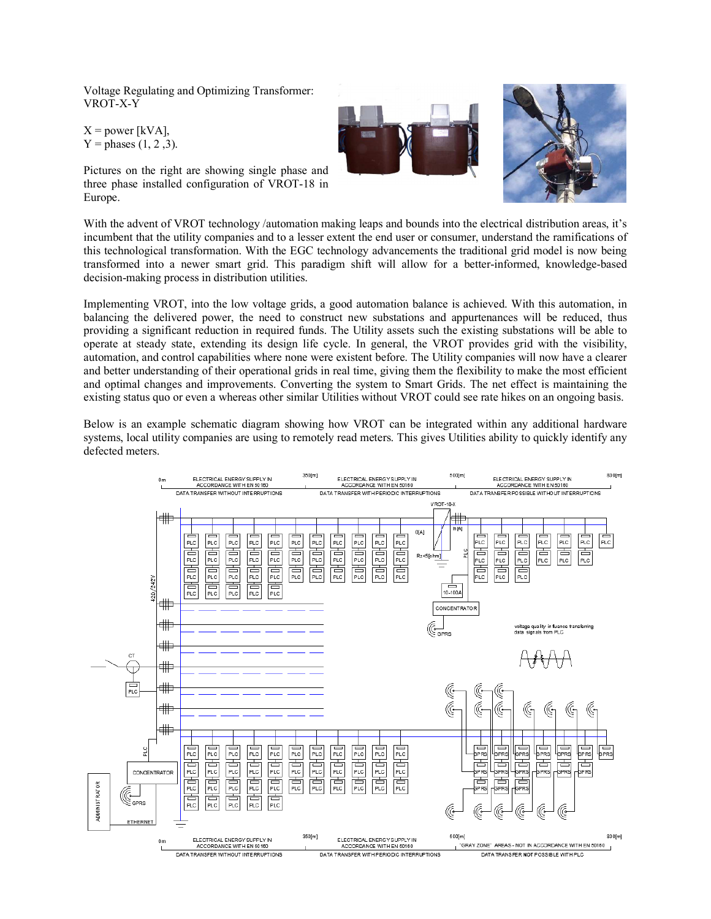Voltage Regulating and Optimizing Transformer: VROT-X-Y

X = power [kVA],
Y = phases (1, 2 ,3).

Pictures on the right are showing single phase and three phase installed configuration of VROT-18 in Europe.

With the advent of VROT technology /automation making leaps and bounds into the electrical distribution areas, it's incumbent that the utility companies and to a lesser extent the end user or consumer, understand the ramifications of this technological transformation. With the EGC technology advancements the traditional grid model is now being transformed into a newer smart grid. This paradigm shift will allow for a better-informed, knowledge-based decision-making process in distribution utilities.

Implementing VROT, into the low voltage grids, a good automation balance is achieved. With this automation, in balancing the delivered power, the need to construct new substations and appurtenances will be reduced, thus providing a significant reduction in required funds. The Utility assets such the existing substations will be able to operate at steady state, extending its design life cycle. In general, the VROT provides grid with the visibility, automation, and control capabilities where none were existent before. The Utility companies will now have a clearer and better understanding of their operational grids in real time, giving them the flexibility to make the most efficient and optimal changes and improvements. Converting the system to Smart Grids. The net effect is maintaining the existing status quo or even a whereas other similar Utilities without VROT could see rate hikes on an ongoing basis.

Below is an example schematic diagram showing how VROT can be integrated within any additional hardware systems, local utility companies are using to remotely read meters. This gives Utilities ability to quickly identify any defected meters.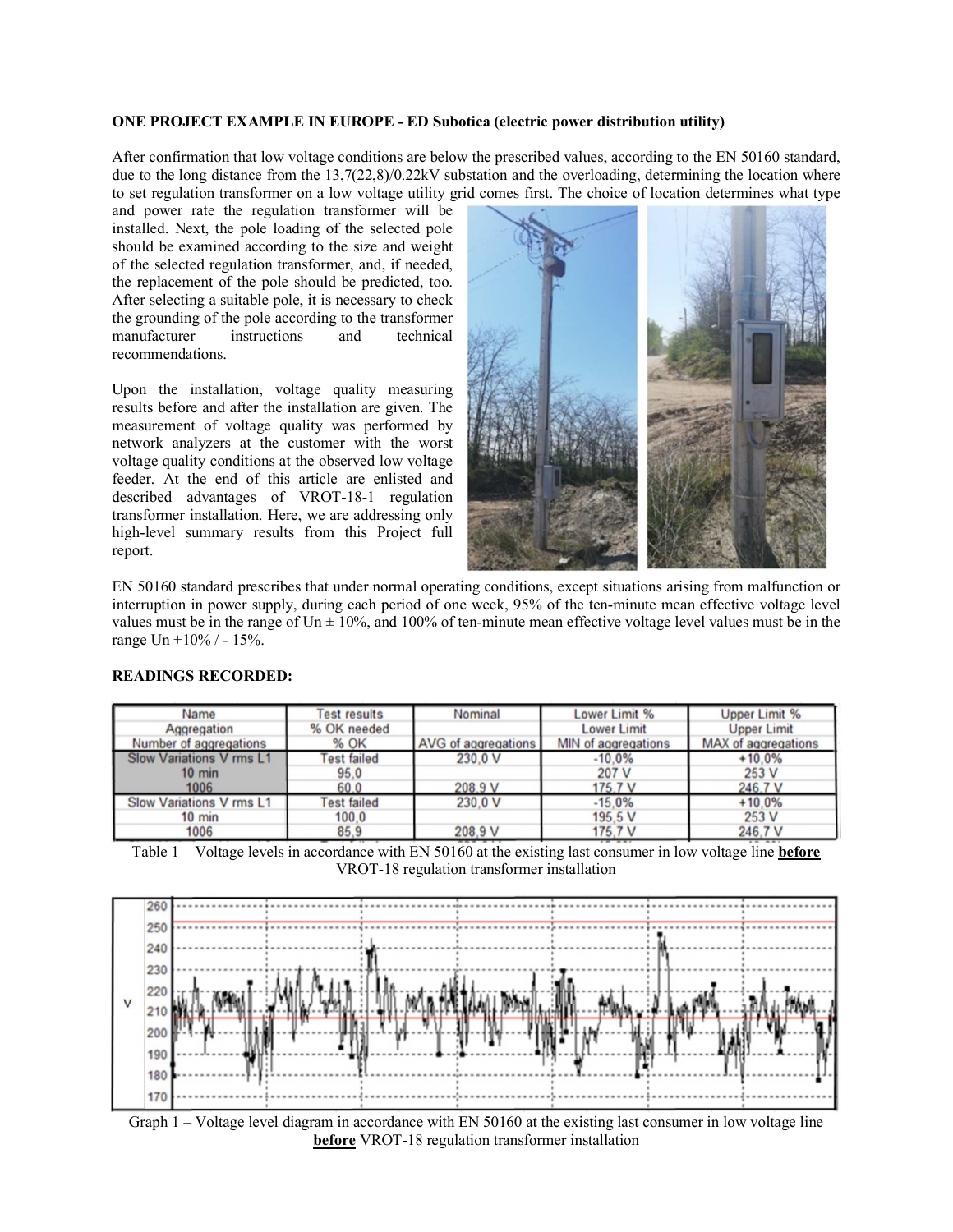**ONE PROJECT EXAMPLE IN EUROPE - ED Subotica (electric power distribution utility)**

After confirmation that low voltage conditions are below the prescribed values, according to the EN 50160 standard, due to the long distance from the 13,7(22,8)/0.22kV substation and the overloading, determining the location where to set regulation transformer on a low voltage utility grid comes first. The choice of location determines what type and power rate the regulation transformer will be installed. Next, the pole loading of the selected pole should be examined according to the size and weight of the selected regulation transformer, and, if needed, the replacement of the pole should be predicted, too. After selecting a suitable pole, it is necessary to check the grounding of the pole according to the transformer manufacturer instructions and technical recommendations.

Upon the installation, voltage quality measuring results before and after the installation are given. The measurement of voltage quality was performed by network analyzers at the customer with the worst voltage quality conditions at the observed low voltage feeder. At the end of this article are enlisted and described advantages of VROT-18-1 regulation transformer installation. Here, we are addressing only high-level summary results from this Project full report.

EN 50160 standard prescribes that under normal operating conditions, except situations arising from malfunction or interruption in power supply, during each period of one week, 95% of the ten-minute mean effective voltage level values must be in the range of Un ± 10%, and 100% of ten-minute mean effective voltage level values must be in the range Un +10% / - 15%.

**READINGS RECORDED:**

| Name<br>Aggregation<br>Number of aggregations | Test results<br>% OK needed<br>% OK | Nominal<br><br>AVG of aggregations | Lower Limit %<br>Lower Limit<br>MIN of aggregations | Upper Limit %<br>Upper Limit<br>MAX of aggregations |
|---|---|---|---|---|
| Slow Variations V rms L1<br>10 min<br>1006 | Test failed<br>95,0<br>60,0 | 230,0 V<br><br>208,9 V | -10,0%<br>207 V<br>175,7 V | +10,0%<br>253 V<br>246,7 V |
| Slow Variations V rms L1<br>10 min<br>1006 | Test failed<br>100,0<br>85,9 | 230,0 V<br><br>208,9 V | -15,0%<br>195,5 V<br>175,7 V | +10,0%<br>253 V<br>246,7 V |

Table 1 – Voltage levels in accordance with EN 50160 at the existing last consumer in low voltage line **before** VROT-18 regulation transformer installation

Graph 1 – Voltage level diagram in accordance with EN 50160 at the existing last consumer in low voltage line **before** VROT-18 regulation transformer installation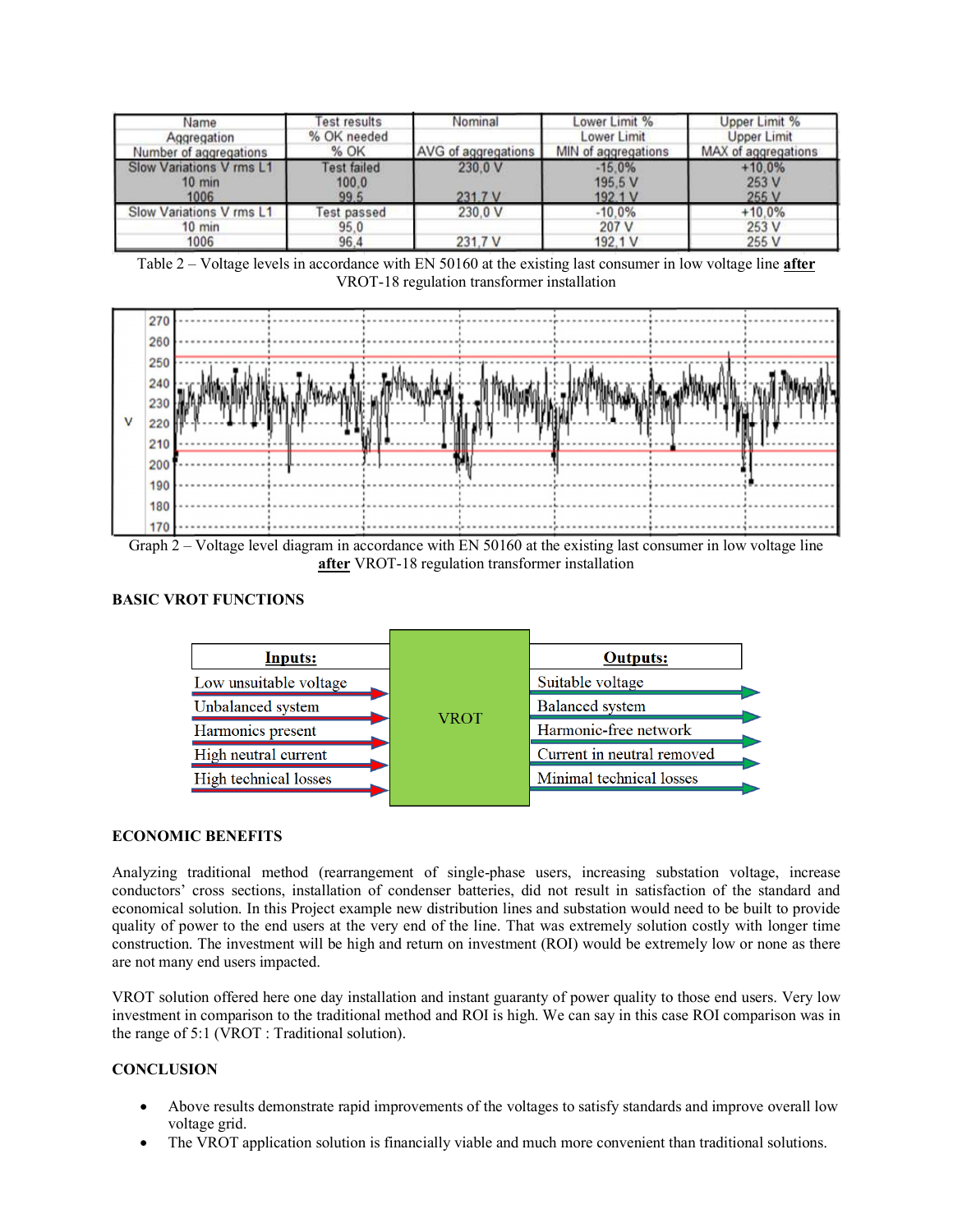| Name<br>Aggregation<br>Number of aggregations | Test results<br>% OK needed<br>% OK | Nominal<br><br>AVG of aggregations | Lower Limit %<br>Lower Limit<br>MIN of aggregations | Upper Limit %<br>Upper Limit<br>MAX of aggregations |
|---|---|---|---|---|
| Slow Variations V rms L1<br>10 min<br>1006 | Test failed<br>100,0<br>99,5 | 230,0 V<br><br>231,7 V | -15,0%<br>195,5 V<br>192,1 V | +10,0%<br>253 V<br>255 V |
| Slow Variations V rms L1<br>10 min<br>1006 | Test passed<br>95,0<br>96,4 | 230,0 V<br><br>231,7 V | -10,0%<br>207 V<br>192,1 V | +10,0%<br>253 V<br>255 V |

Table 2 – Voltage levels in accordance with EN 50160 at the existing last consumer in low voltage line **after** VROT-18 regulation transformer installation

Graph 2 – Voltage level diagram in accordance with EN 50160 at the existing last consumer in low voltage line **after** VROT-18 regulation transformer installation

## BASIC VROT FUNCTIONS

| Inputs: | | Outputs: |
|---|---|---|
| Low unsuitable voltage | VROT | Suitable voltage |
| Unbalanced system | | Balanced system |
| Harmonics present | | Harmonic-free network |
| High neutral current | | Current in neutral removed |
| High technical losses | | Minimal technical losses |

## ECONOMIC BENEFITS

Analyzing traditional method (rearrangement of single-phase users, increasing substation voltage, increase conductors' cross sections, installation of condenser batteries, did not result in satisfaction of the standard and economical solution. In this Project example new distribution lines and substation would need to be built to provide quality of power to the end users at the very end of the line. That was extremely solution costly with longer time construction. The investment will be high and return on investment (ROI) would be extremely low or none as there are not many end users impacted.

VROT solution offered here one day installation and instant guaranty of power quality to those end users. Very low investment in comparison to the traditional method and ROI is high. We can say in this case ROI comparison was in the range of 5:1 (VROT : Traditional solution).

## CONCLUSION

- Above results demonstrate rapid improvements of the voltages to satisfy standards and improve overall low voltage grid.
- The VROT application solution is financially viable and much more convenient than traditional solutions.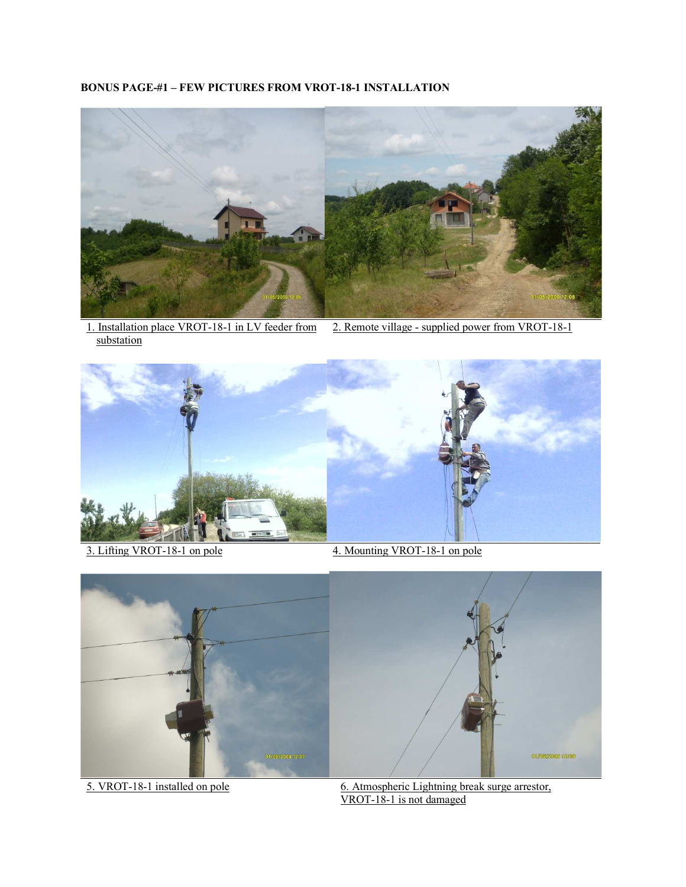**BONUS PAGE-#1 – FEW PICTURES FROM VROT-18-1 INSTALLATION**

1. Installation place VROT-18-1 in LV feeder from substation

2. Remote village - supplied power from VROT-18-1

3. Lifting VROT-18-1 on pole

4. Mounting VROT-18-1 on pole

5. VROT-18-1 installed on pole

6. Atmospheric Lightning break surge arrestor, VROT-18-1 is not damaged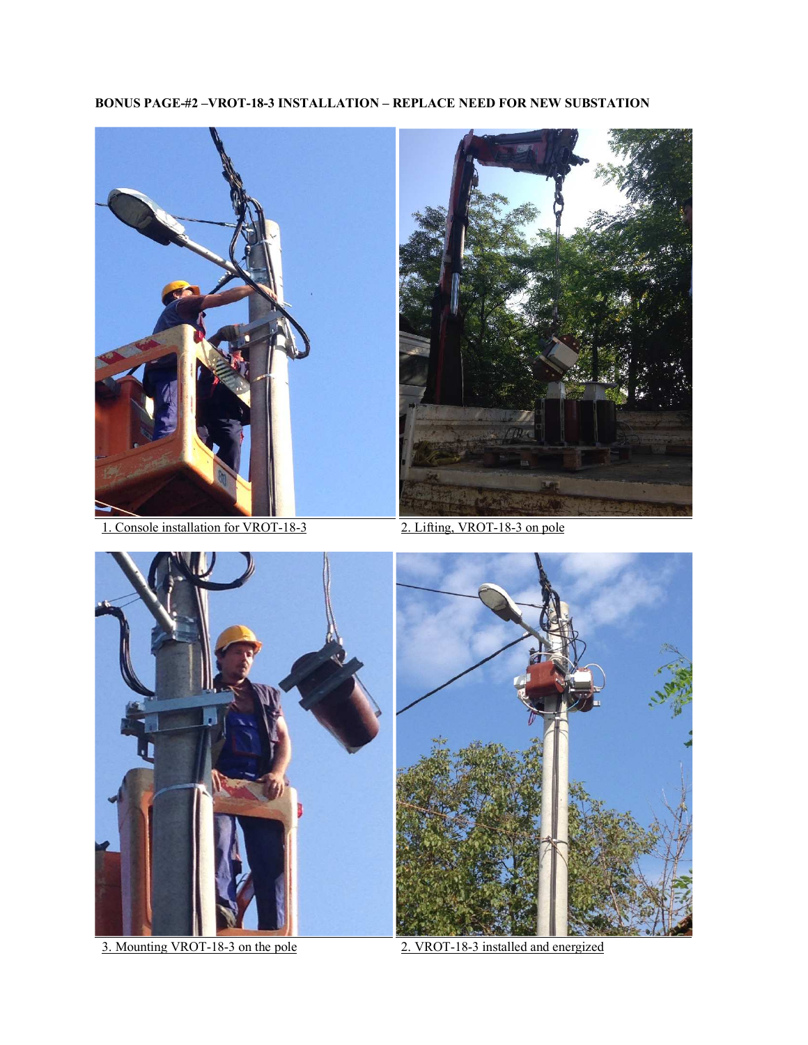**BONUS PAGE-#2 –VROT-18-3 INSTALLATION – REPLACE NEED FOR NEW SUBSTATION**

1. Console installation for VROT-18-3

2. Lifting, VROT-18-3 on pole

3. Mounting VROT-18-3 on the pole

2. VROT-18-3 installed and energized